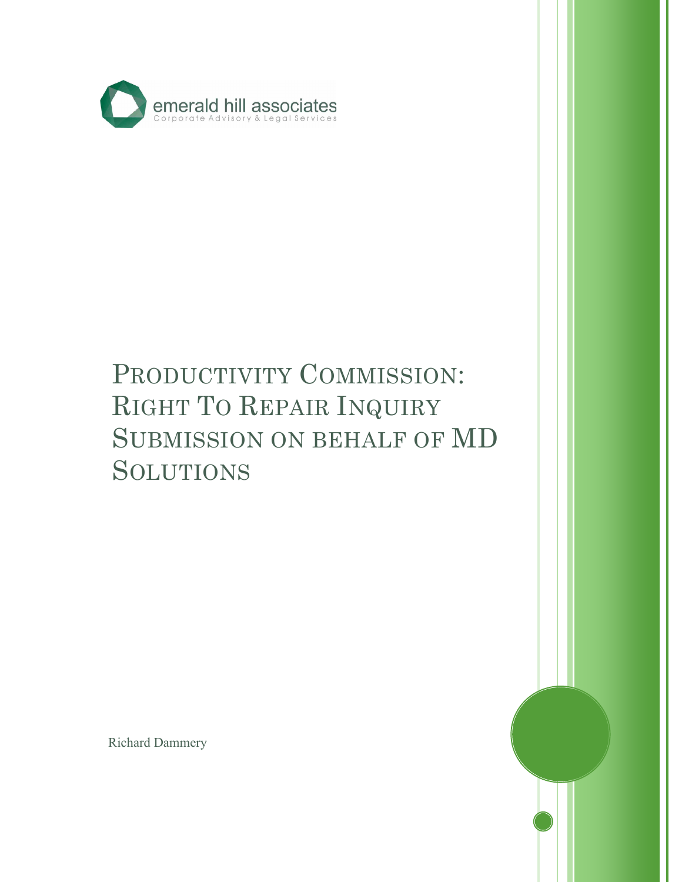emerald hill associates

Corporate Advisory & Legal Services

# Productivity Commission: Right To Repair Inquiry Submission on behalf of MD Solutions

Richard Dammery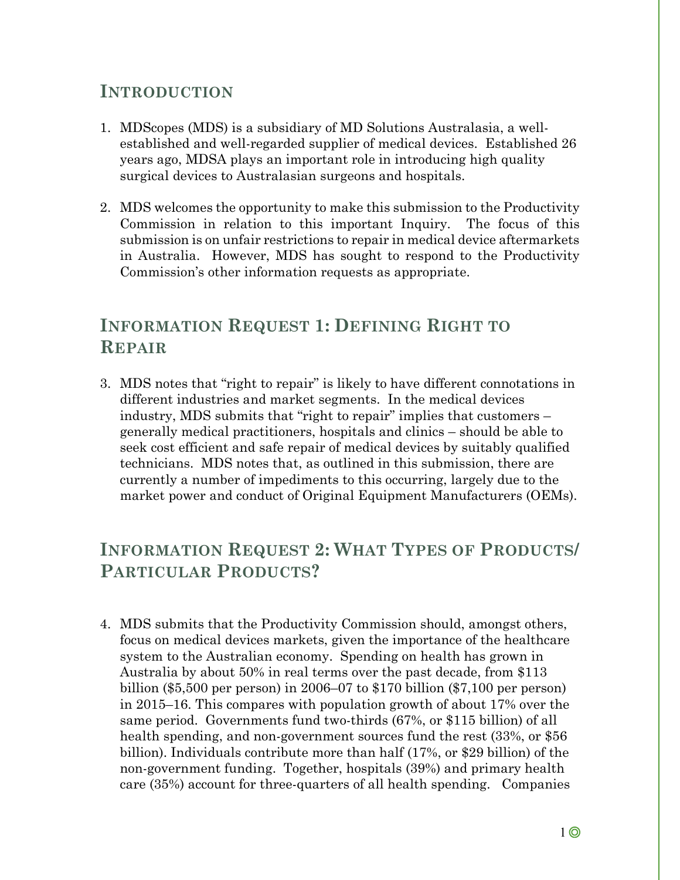## Introduction

1. MDScopes (MDS) is a subsidiary of MD Solutions Australasia, a well-established and well-regarded supplier of medical devices. Established 26 years ago, MDSA plays an important role in introducing high quality surgical devices to Australasian surgeons and hospitals.

2. MDS welcomes the opportunity to make this submission to the Productivity Commission in relation to this important Inquiry. The focus of this submission is on unfair restrictions to repair in medical device aftermarkets in Australia. However, MDS has sought to respond to the Productivity Commission's other information requests as appropriate.

## Information Request 1: Defining Right to Repair

3. MDS notes that "right to repair" is likely to have different connotations in different industries and market segments. In the medical devices industry, MDS submits that "right to repair" implies that customers – generally medical practitioners, hospitals and clinics – should be able to seek cost efficient and safe repair of medical devices by suitably qualified technicians. MDS notes that, as outlined in this submission, there are currently a number of impediments to this occurring, largely due to the market power and conduct of Original Equipment Manufacturers (OEMs).

## Information Request 2: What Types of Products/ Particular Products?

4. MDS submits that the Productivity Commission should, amongst others, focus on medical devices markets, given the importance of the healthcare system to the Australian economy. Spending on health has grown in Australia by about 50% in real terms over the past decade, from $113 billion ($5,500 per person) in 2006–07 to $170 billion ($7,100 per person) in 2015–16. This compares with population growth of about 17% over the same period. Governments fund two-thirds (67%, or $115 billion) of all health spending, and non-government sources fund the rest (33%, or $56 billion). Individuals contribute more than half (17%, or $29 billion) of the non-government funding. Together, hospitals (39%) and primary health care (35%) account for three-quarters of all health spending. Companies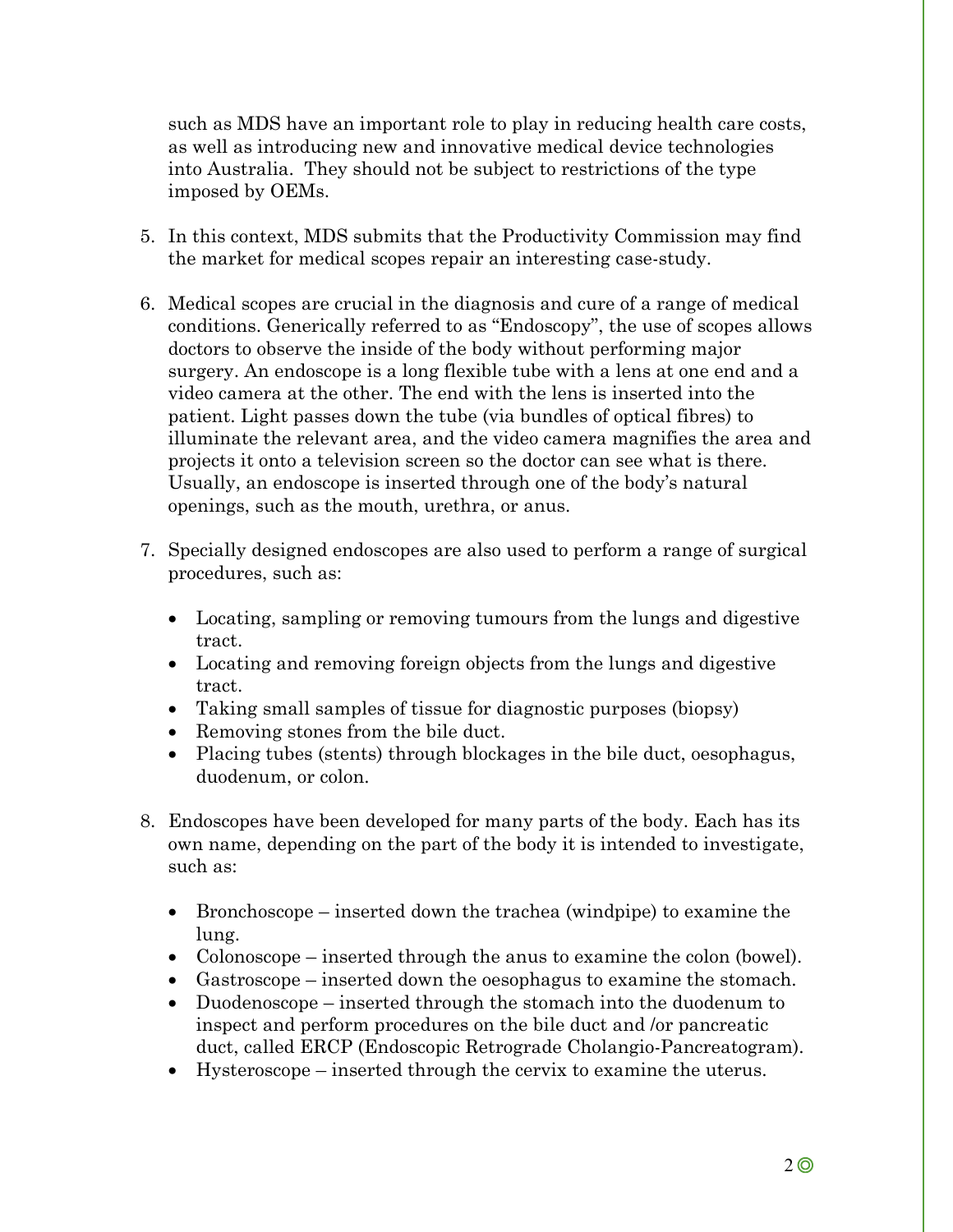such as MDS have an important role to play in reducing health care costs, as well as introducing new and innovative medical device technologies into Australia. They should not be subject to restrictions of the type imposed by OEMs.

5. In this context, MDS submits that the Productivity Commission may find the market for medical scopes repair an interesting case-study.

6. Medical scopes are crucial in the diagnosis and cure of a range of medical conditions. Generically referred to as "Endoscopy", the use of scopes allows doctors to observe the inside of the body without performing major surgery. An endoscope is a long flexible tube with a lens at one end and a video camera at the other. The end with the lens is inserted into the patient. Light passes down the tube (via bundles of optical fibres) to illuminate the relevant area, and the video camera magnifies the area and projects it onto a television screen so the doctor can see what is there. Usually, an endoscope is inserted through one of the body's natural openings, such as the mouth, urethra, or anus.

7. Specially designed endoscopes are also used to perform a range of surgical procedures, such as:

   - Locating, sampling or removing tumours from the lungs and digestive tract.
   - Locating and removing foreign objects from the lungs and digestive tract.
   - Taking small samples of tissue for diagnostic purposes (biopsy)
   - Removing stones from the bile duct.
   - Placing tubes (stents) through blockages in the bile duct, oesophagus, duodenum, or colon.

8. Endoscopes have been developed for many parts of the body. Each has its own name, depending on the part of the body it is intended to investigate, such as:

   - Bronchoscope – inserted down the trachea (windpipe) to examine the lung.
   - Colonoscope – inserted through the anus to examine the colon (bowel).
   - Gastroscope – inserted down the oesophagus to examine the stomach.
   - Duodenoscope – inserted through the stomach into the duodenum to inspect and perform procedures on the bile duct and /or pancreatic duct, called ERCP (Endoscopic Retrograde Cholangio-Pancreatogram).
   - Hysteroscope – inserted through the cervix to examine the uterus.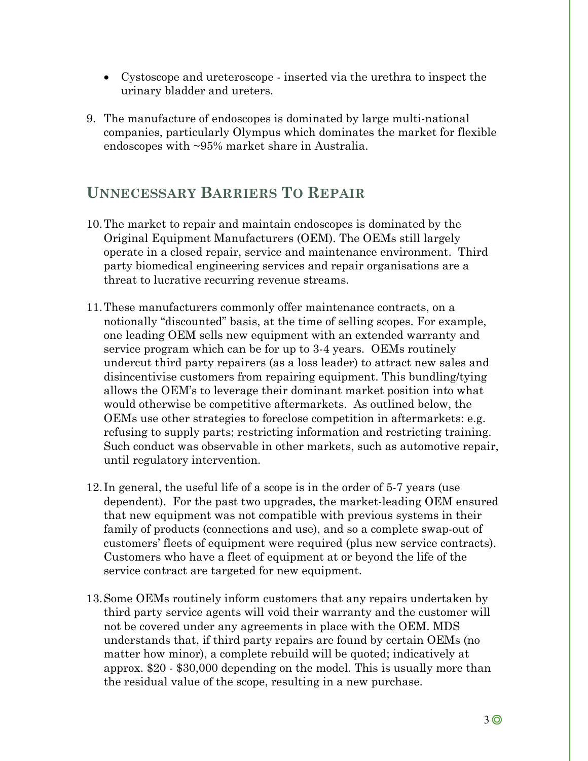- Cystoscope and ureteroscope - inserted via the urethra to inspect the urinary bladder and ureters.

9. The manufacture of endoscopes is dominated by large multi-national companies, particularly Olympus which dominates the market for flexible endoscopes with ~95% market share in Australia.

## Unnecessary Barriers To Repair

10. The market to repair and maintain endoscopes is dominated by the Original Equipment Manufacturers (OEM). The OEMs still largely operate in a closed repair, service and maintenance environment. Third party biomedical engineering services and repair organisations are a threat to lucrative recurring revenue streams.

11. These manufacturers commonly offer maintenance contracts, on a notionally "discounted" basis, at the time of selling scopes. For example, one leading OEM sells new equipment with an extended warranty and service program which can be for up to 3-4 years. OEMs routinely undercut third party repairers (as a loss leader) to attract new sales and disincentivise customers from repairing equipment. This bundling/tying allows the OEM's to leverage their dominant market position into what would otherwise be competitive aftermarkets. As outlined below, the OEMs use other strategies to foreclose competition in aftermarkets: e.g. refusing to supply parts; restricting information and restricting training. Such conduct was observable in other markets, such as automotive repair, until regulatory intervention.

12. In general, the useful life of a scope is in the order of 5-7 years (use dependent). For the past two upgrades, the market-leading OEM ensured that new equipment was not compatible with previous systems in their family of products (connections and use), and so a complete swap-out of customers' fleets of equipment were required (plus new service contracts). Customers who have a fleet of equipment at or beyond the life of the service contract are targeted for new equipment.

13. Some OEMs routinely inform customers that any repairs undertaken by third party service agents will void their warranty and the customer will not be covered under any agreements in place with the OEM. MDS understands that, if third party repairs are found by certain OEMs (no matter how minor), a complete rebuild will be quoted; indicatively at approx. $20 - $30,000 depending on the model. This is usually more than the residual value of the scope, resulting in a new purchase.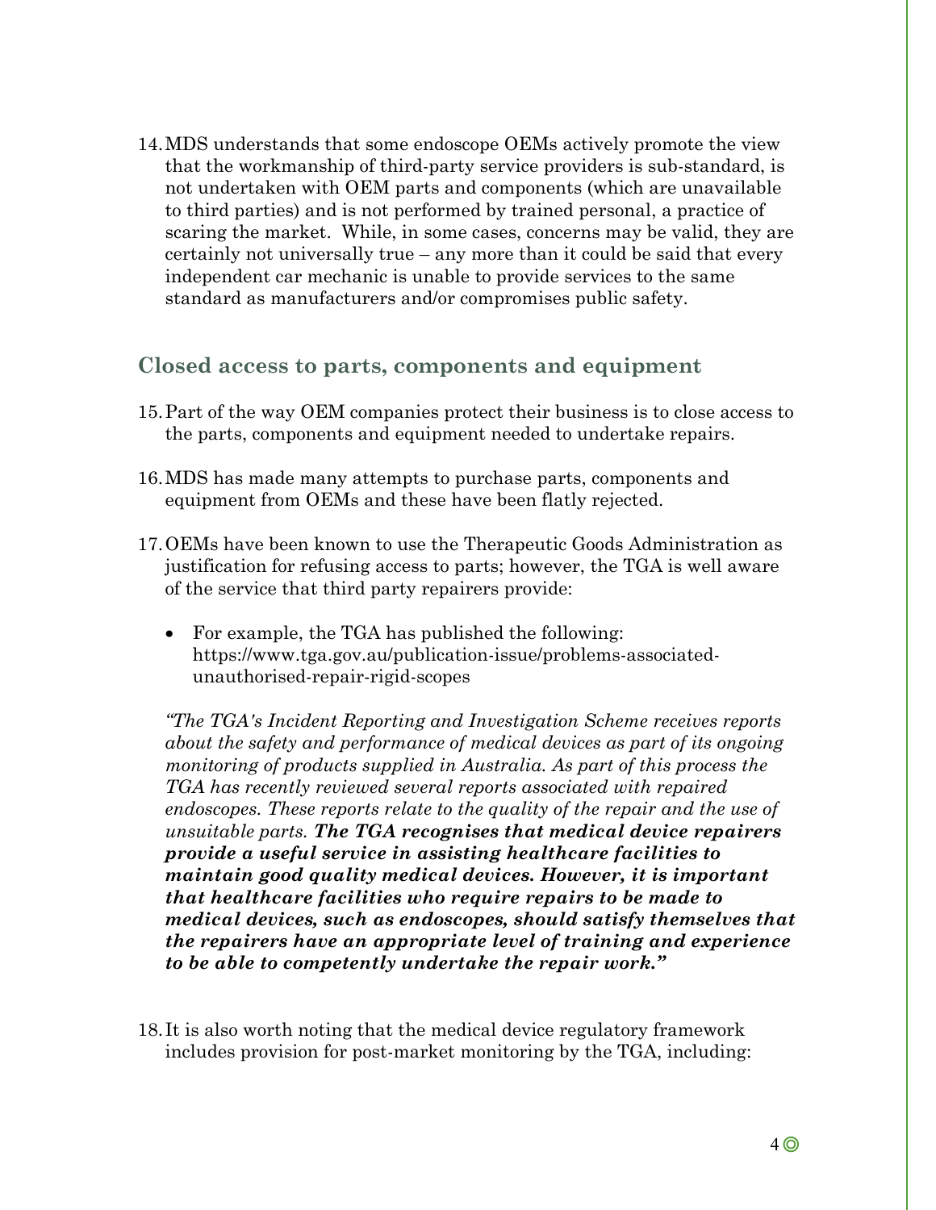14. MDS understands that some endoscope OEMs actively promote the view that the workmanship of third-party service providers is sub-standard, is not undertaken with OEM parts and components (which are unavailable to third parties) and is not performed by trained personal, a practice of scaring the market. While, in some cases, concerns may be valid, they are certainly not universally true – any more than it could be said that every independent car mechanic is unable to provide services to the same standard as manufacturers and/or compromises public safety.

## Closed access to parts, components and equipment

15. Part of the way OEM companies protect their business is to close access to the parts, components and equipment needed to undertake repairs.

16. MDS has made many attempts to purchase parts, components and equipment from OEMs and these have been flatly rejected.

17. OEMs have been known to use the Therapeutic Goods Administration as justification for refusing access to parts; however, the TGA is well aware of the service that third party repairers provide:

    - For example, the TGA has published the following: https://www.tga.gov.au/publication-issue/problems-associated-unauthorised-repair-rigid-scopes

    *"The TGA's Incident Reporting and Investigation Scheme receives reports about the safety and performance of medical devices as part of its ongoing monitoring of products supplied in Australia. As part of this process the TGA has recently reviewed several reports associated with repaired endoscopes. These reports relate to the quality of the repair and the use of unsuitable parts.* ***The TGA recognises that medical device repairers provide a useful service in assisting healthcare facilities to maintain good quality medical devices. However, it is important that healthcare facilities who require repairs to be made to medical devices, such as endoscopes, should satisfy themselves that the repairers have an appropriate level of training and experience to be able to competently undertake the repair work."***

18. It is also worth noting that the medical device regulatory framework includes provision for post-market monitoring by the TGA, including: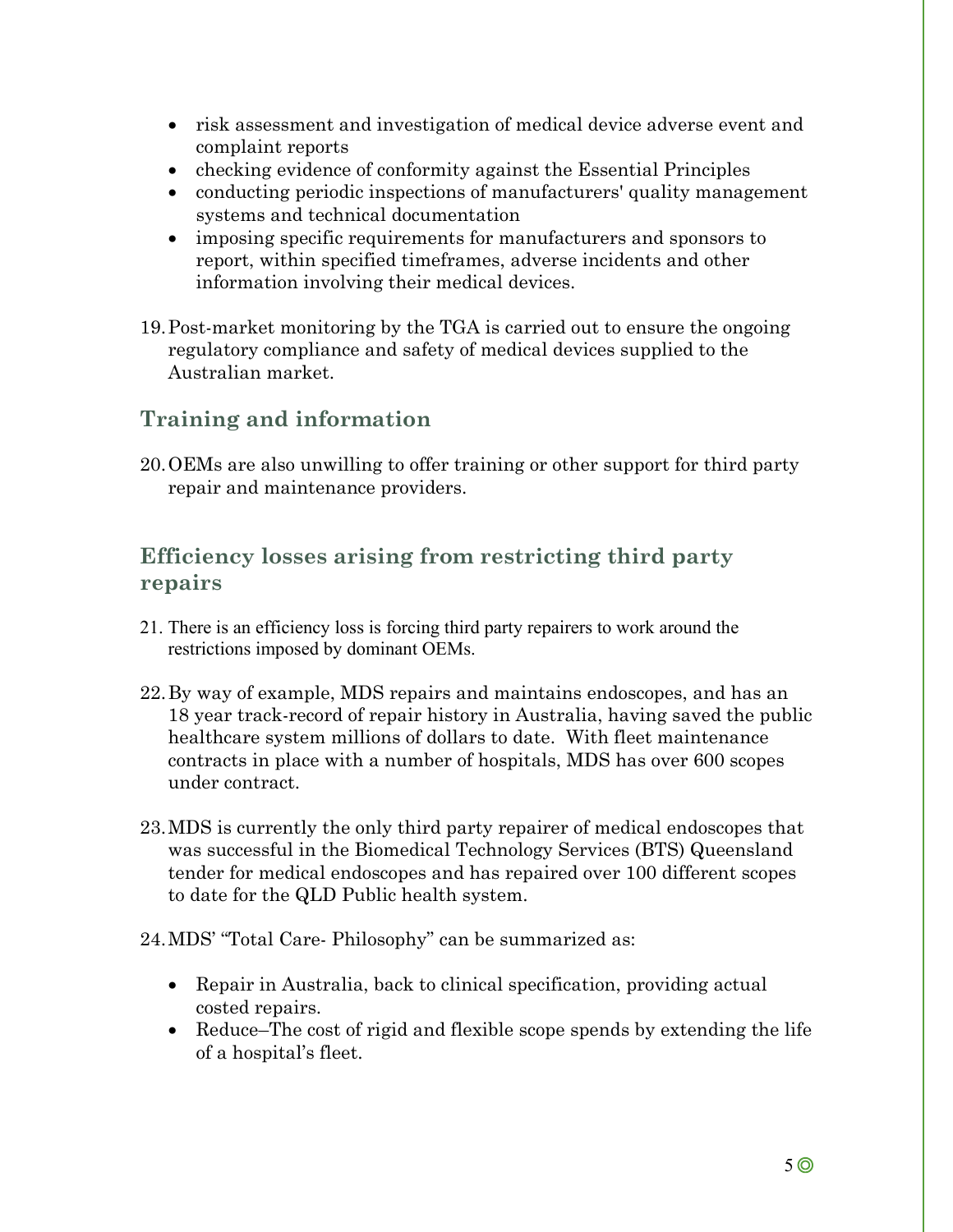- risk assessment and investigation of medical device adverse event and complaint reports
- checking evidence of conformity against the Essential Principles
- conducting periodic inspections of manufacturers' quality management systems and technical documentation
- imposing specific requirements for manufacturers and sponsors to report, within specified timeframes, adverse incidents and other information involving their medical devices.

19. Post-market monitoring by the TGA is carried out to ensure the ongoing regulatory compliance and safety of medical devices supplied to the Australian market.

## Training and information

20. OEMs are also unwilling to offer training or other support for third party repair and maintenance providers.

## Efficiency losses arising from restricting third party repairs

21. There is an efficiency loss is forcing third party repairers to work around the restrictions imposed by dominant OEMs.

22. By way of example, MDS repairs and maintains endoscopes, and has an 18 year track-record of repair history in Australia, having saved the public healthcare system millions of dollars to date. With fleet maintenance contracts in place with a number of hospitals, MDS has over 600 scopes under contract.

23. MDS is currently the only third party repairer of medical endoscopes that was successful in the Biomedical Technology Services (BTS) Queensland tender for medical endoscopes and has repaired over 100 different scopes to date for the QLD Public health system.

24. MDS' "Total Care- Philosophy" can be summarized as:

    - Repair in Australia, back to clinical specification, providing actual costed repairs.
    - Reduce–The cost of rigid and flexible scope spends by extending the life of a hospital's fleet.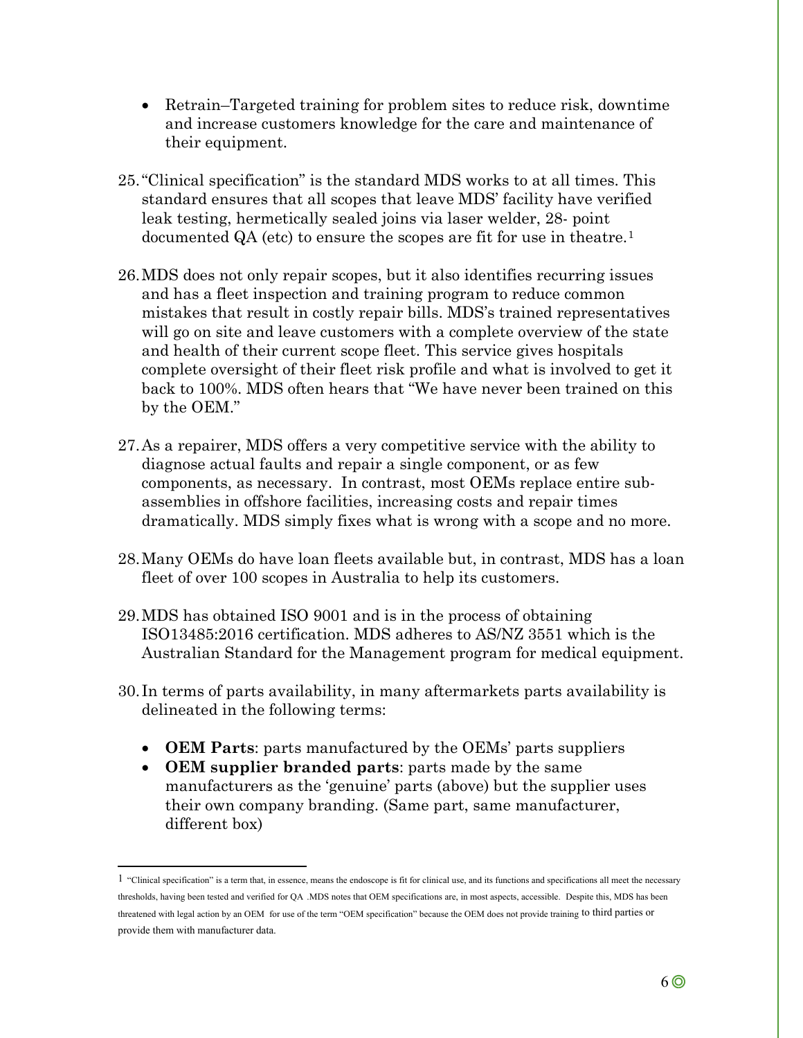- Retrain–Targeted training for problem sites to reduce risk, downtime and increase customers knowledge for the care and maintenance of their equipment.

25. "Clinical specification" is the standard MDS works to at all times. This standard ensures that all scopes that leave MDS' facility have verified leak testing, hermetically sealed joins via laser welder, 28- point documented QA (etc) to ensure the scopes are fit for use in theatre.[1]

26. MDS does not only repair scopes, but it also identifies recurring issues and has a fleet inspection and training program to reduce common mistakes that result in costly repair bills. MDS's trained representatives will go on site and leave customers with a complete overview of the state and health of their current scope fleet. This service gives hospitals complete oversight of their fleet risk profile and what is involved to get it back to 100%. MDS often hears that "We have never been trained on this by the OEM."

27. As a repairer, MDS offers a very competitive service with the ability to diagnose actual faults and repair a single component, or as few components, as necessary. In contrast, most OEMs replace entire sub-assemblies in offshore facilities, increasing costs and repair times dramatically. MDS simply fixes what is wrong with a scope and no more.

28. Many OEMs do have loan fleets available but, in contrast, MDS has a loan fleet of over 100 scopes in Australia to help its customers.

29. MDS has obtained ISO 9001 and is in the process of obtaining ISO13485:2016 certification. MDS adheres to AS/NZ 3551 which is the Australian Standard for the Management program for medical equipment.

30. In terms of parts availability, in many aftermarkets parts availability is delineated in the following terms:

    - **OEM Parts**: parts manufactured by the OEMs' parts suppliers
    - **OEM supplier branded parts**: parts made by the same manufacturers as the 'genuine' parts (above) but the supplier uses their own company branding. (Same part, same manufacturer, different box)

---

[1] "Clinical specification" is a term that, in essence, means the endoscope is fit for clinical use, and its functions and specifications all meet the necessary thresholds, having been tested and verified for QA .MDS notes that OEM specifications are, in most aspects, accessible. Despite this, MDS has been threatened with legal action by an OEM for use of the term "OEM specification" because the OEM does not provide training to third parties or provide them with manufacturer data.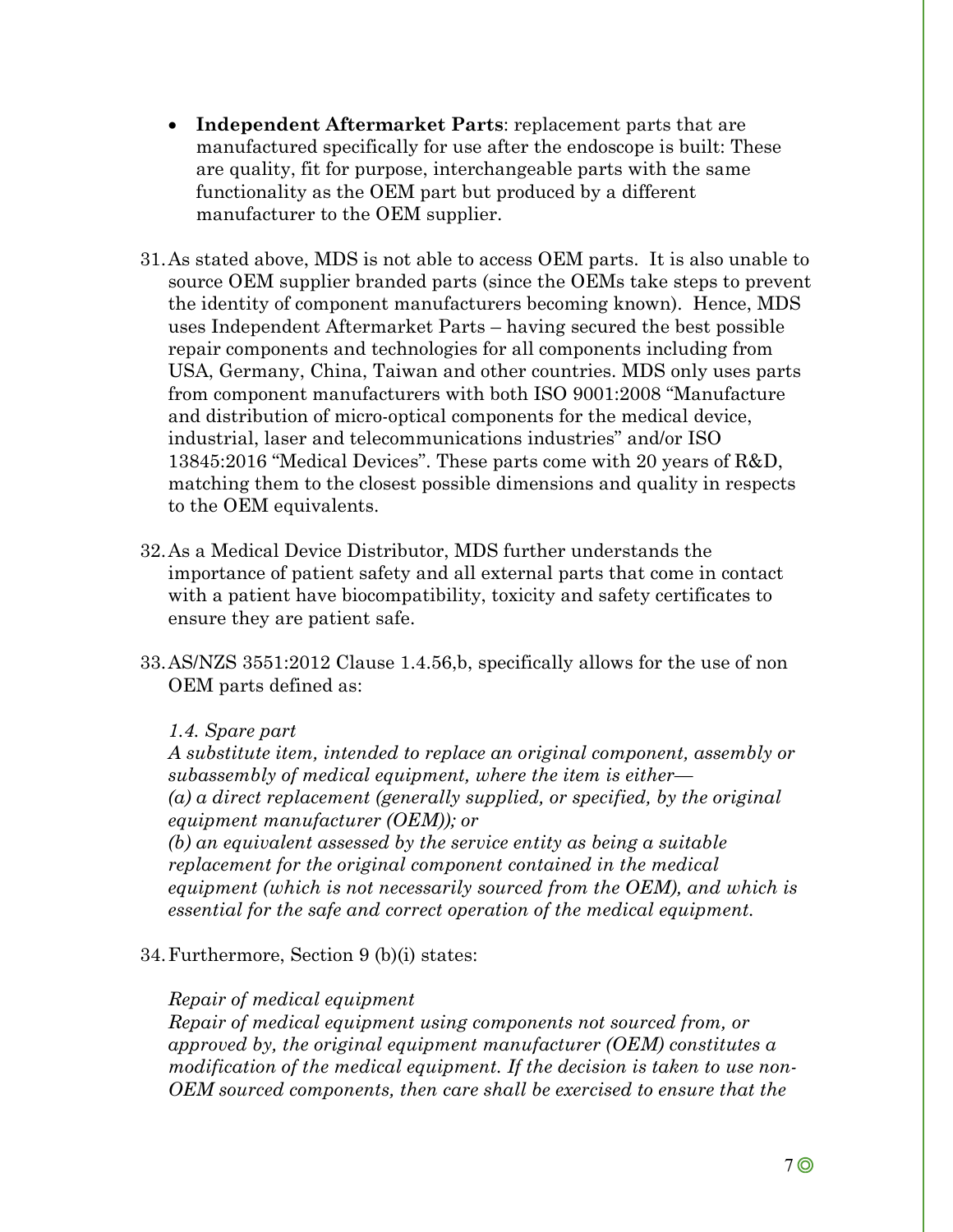- **Independent Aftermarket Parts**: replacement parts that are manufactured specifically for use after the endoscope is built: These are quality, fit for purpose, interchangeable parts with the same functionality as the OEM part but produced by a different manufacturer to the OEM supplier.

31. As stated above, MDS is not able to access OEM parts. It is also unable to source OEM supplier branded parts (since the OEMs take steps to prevent the identity of component manufacturers becoming known). Hence, MDS uses Independent Aftermarket Parts – having secured the best possible repair components and technologies for all components including from USA, Germany, China, Taiwan and other countries. MDS only uses parts from component manufacturers with both ISO 9001:2008 "Manufacture and distribution of micro-optical components for the medical device, industrial, laser and telecommunications industries" and/or ISO 13845:2016 "Medical Devices". These parts come with 20 years of R&D, matching them to the closest possible dimensions and quality in respects to the OEM equivalents.

32. As a Medical Device Distributor, MDS further understands the importance of patient safety and all external parts that come in contact with a patient have biocompatibility, toxicity and safety certificates to ensure they are patient safe.

33. AS/NZS 3551:2012 Clause 1.4.56,b, specifically allows for the use of non OEM parts defined as:

    *1.4. Spare part*
    *A substitute item, intended to replace an original component, assembly or subassembly of medical equipment, where the item is either—*
    *(a) a direct replacement (generally supplied, or specified, by the original equipment manufacturer (OEM)); or*
    *(b) an equivalent assessed by the service entity as being a suitable replacement for the original component contained in the medical equipment (which is not necessarily sourced from the OEM), and which is essential for the safe and correct operation of the medical equipment.*

34. Furthermore, Section 9 (b)(i) states:

    *Repair of medical equipment*
    *Repair of medical equipment using components not sourced from, or approved by, the original equipment manufacturer (OEM) constitutes a modification of the medical equipment. If the decision is taken to use non-OEM sourced components, then care shall be exercised to ensure that the*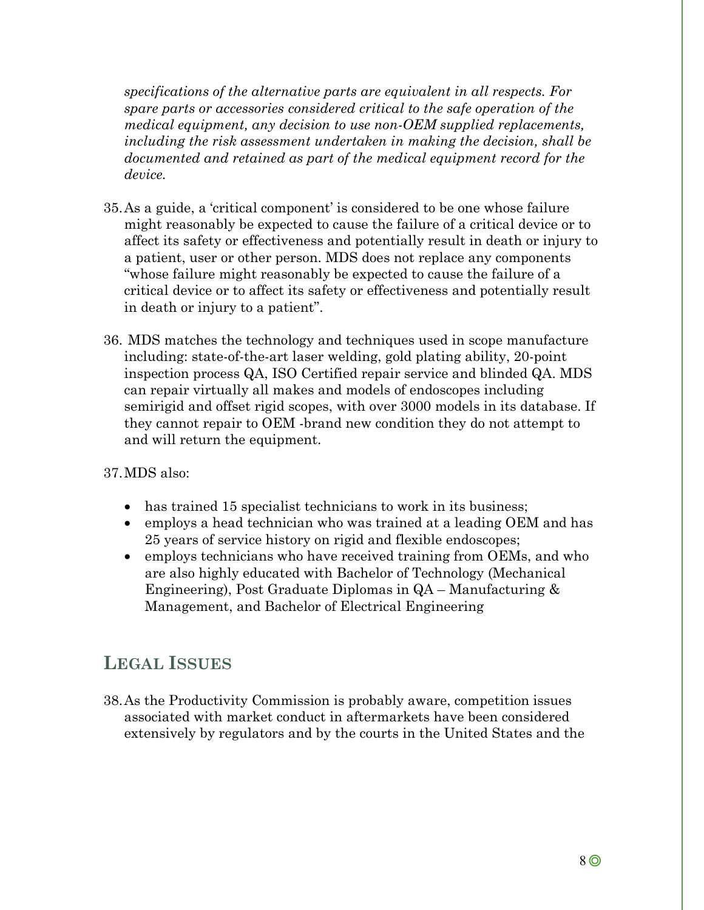*specifications of the alternative parts are equivalent in all respects. For spare parts or accessories considered critical to the safe operation of the medical equipment, any decision to use non-OEM supplied replacements, including the risk assessment undertaken in making the decision, shall be documented and retained as part of the medical equipment record for the device.*

35. As a guide, a 'critical component' is considered to be one whose failure might reasonably be expected to cause the failure of a critical device or to affect its safety or effectiveness and potentially result in death or injury to a patient, user or other person. MDS does not replace any components "whose failure might reasonably be expected to cause the failure of a critical device or to affect its safety or effectiveness and potentially result in death or injury to a patient".

36. MDS matches the technology and techniques used in scope manufacture including: state-of-the-art laser welding, gold plating ability, 20-point inspection process QA, ISO Certified repair service and blinded QA. MDS can repair virtually all makes and models of endoscopes including semirigid and offset rigid scopes, with over 3000 models in its database. If they cannot repair to OEM -brand new condition they do not attempt to and will return the equipment.

37. MDS also:

- has trained 15 specialist technicians to work in its business;
- employs a head technician who was trained at a leading OEM and has 25 years of service history on rigid and flexible endoscopes;
- employs technicians who have received training from OEMs, and who are also highly educated with Bachelor of Technology (Mechanical Engineering), Post Graduate Diplomas in QA – Manufacturing & Management, and Bachelor of Electrical Engineering

## Legal Issues

38. As the Productivity Commission is probably aware, competition issues associated with market conduct in aftermarkets have been considered extensively by regulators and by the courts in the United States and the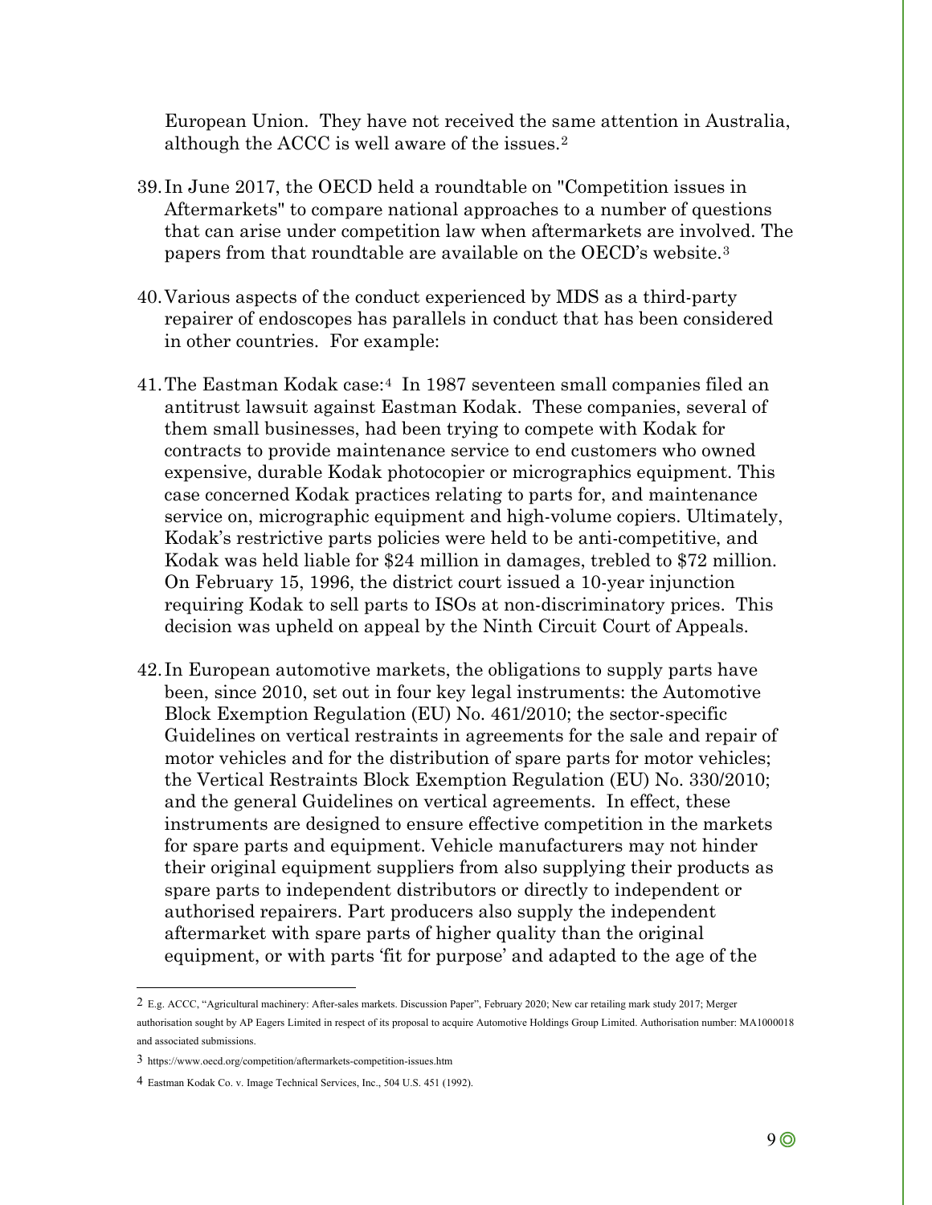European Union. They have not received the same attention in Australia, although the ACCC is well aware of the issues.[2]

39. In June 2017, the OECD held a roundtable on "Competition issues in Aftermarkets" to compare national approaches to a number of questions that can arise under competition law when aftermarkets are involved. The papers from that roundtable are available on the OECD's website.[3]

40. Various aspects of the conduct experienced by MDS as a third-party repairer of endoscopes has parallels in conduct that has been considered in other countries. For example:

41. The Eastman Kodak case:[4] In 1987 seventeen small companies filed an antitrust lawsuit against Eastman Kodak. These companies, several of them small businesses, had been trying to compete with Kodak for contracts to provide maintenance service to end customers who owned expensive, durable Kodak photocopier or micrographics equipment. This case concerned Kodak practices relating to parts for, and maintenance service on, micrographic equipment and high-volume copiers. Ultimately, Kodak's restrictive parts policies were held to be anti-competitive, and Kodak was held liable for $24 million in damages, trebled to $72 million. On February 15, 1996, the district court issued a 10-year injunction requiring Kodak to sell parts to ISOs at non-discriminatory prices. This decision was upheld on appeal by the Ninth Circuit Court of Appeals.

42. In European automotive markets, the obligations to supply parts have been, since 2010, set out in four key legal instruments: the Automotive Block Exemption Regulation (EU) No. 461/2010; the sector-specific Guidelines on vertical restraints in agreements for the sale and repair of motor vehicles and for the distribution of spare parts for motor vehicles; the Vertical Restraints Block Exemption Regulation (EU) No. 330/2010; and the general Guidelines on vertical agreements. In effect, these instruments are designed to ensure effective competition in the markets for spare parts and equipment. Vehicle manufacturers may not hinder their original equipment suppliers from also supplying their products as spare parts to independent distributors or directly to independent or authorised repairers. Part producers also supply the independent aftermarket with spare parts of higher quality than the original equipment, or with parts 'fit for purpose' and adapted to the age of the

---

[2] E.g. ACCC, "Agricultural machinery: After-sales markets. Discussion Paper", February 2020; New car retailing mark study 2017; Merger authorisation sought by AP Eagers Limited in respect of its proposal to acquire Automotive Holdings Group Limited. Authorisation number: MA1000018 and associated submissions.

[3] https://www.oecd.org/competition/aftermarkets-competition-issues.htm

[4] Eastman Kodak Co. v. Image Technical Services, Inc., 504 U.S. 451 (1992).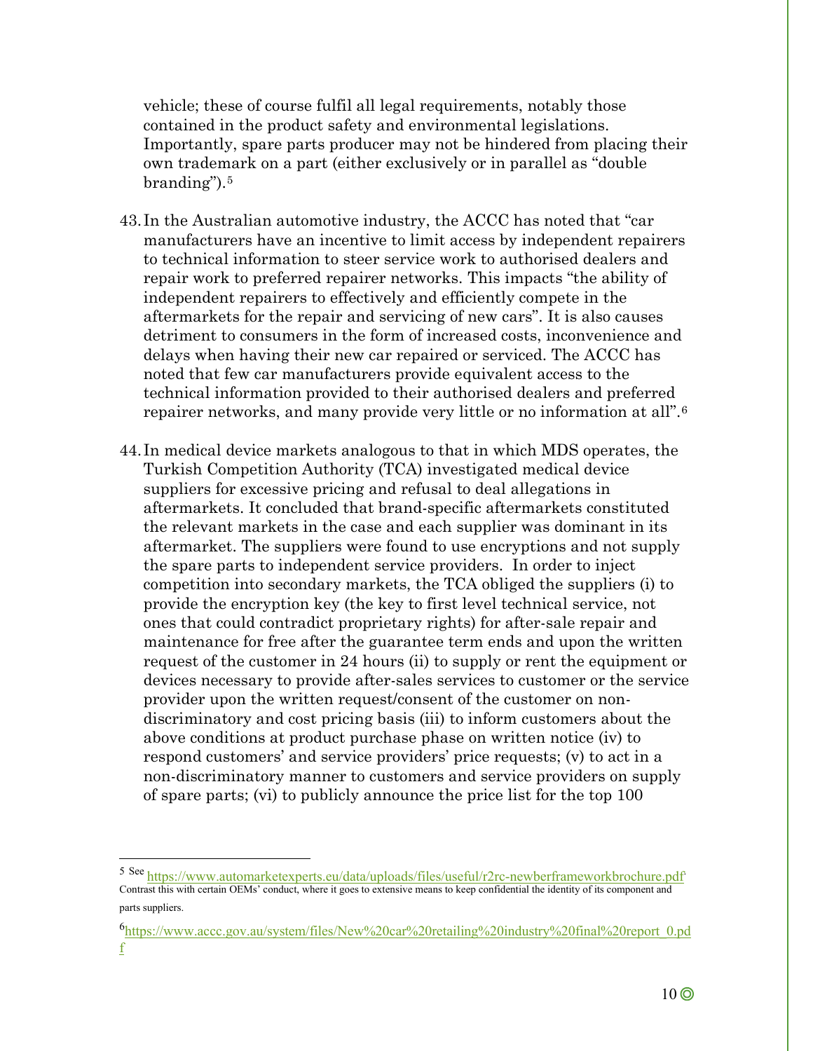vehicle; these of course fulfil all legal requirements, notably those contained in the product safety and environmental legislations. Importantly, spare parts producer may not be hindered from placing their own trademark on a part (either exclusively or in parallel as "double branding").[5]

43. In the Australian automotive industry, the ACCC has noted that "car manufacturers have an incentive to limit access by independent repairers to technical information to steer service work to authorised dealers and repair work to preferred repairer networks. This impacts "the ability of independent repairers to effectively and efficiently compete in the aftermarkets for the repair and servicing of new cars". It is also causes detriment to consumers in the form of increased costs, inconvenience and delays when having their new car repaired or serviced. The ACCC has noted that few car manufacturers provide equivalent access to the technical information provided to their authorised dealers and preferred repairer networks, and many provide very little or no information at all".[6]

44. In medical device markets analogous to that in which MDS operates, the Turkish Competition Authority (TCA) investigated medical device suppliers for excessive pricing and refusal to deal allegations in aftermarkets. It concluded that brand-specific aftermarkets constituted the relevant markets in the case and each supplier was dominant in its aftermarket. The suppliers were found to use encryptions and not supply the spare parts to independent service providers. In order to inject competition into secondary markets, the TCA obliged the suppliers (i) to provide the encryption key (the key to first level technical service, not ones that could contradict proprietary rights) for after-sale repair and maintenance for free after the guarantee term ends and upon the written request of the customer in 24 hours (ii) to supply or rent the equipment or devices necessary to provide after-sales services to customer or the service provider upon the written request/consent of the customer on non-discriminatory and cost pricing basis (iii) to inform customers about the above conditions at product purchase phase on written notice (iv) to respond customers' and service providers' price requests; (v) to act in a non-discriminatory manner to customers and service providers on supply of spare parts; (vi) to publicly announce the price list for the top 100

---

[5] See https://www.automarketexperts.eu/data/uploads/files/useful/r2rc-newberframeworkbrochure.pdf Contrast this with certain OEMs' conduct, where it goes to extensive means to keep confidential the identity of its component and parts suppliers.

[6] https://www.accc.gov.au/system/files/New%20car%20retailing%20industry%20final%20report_0.pdf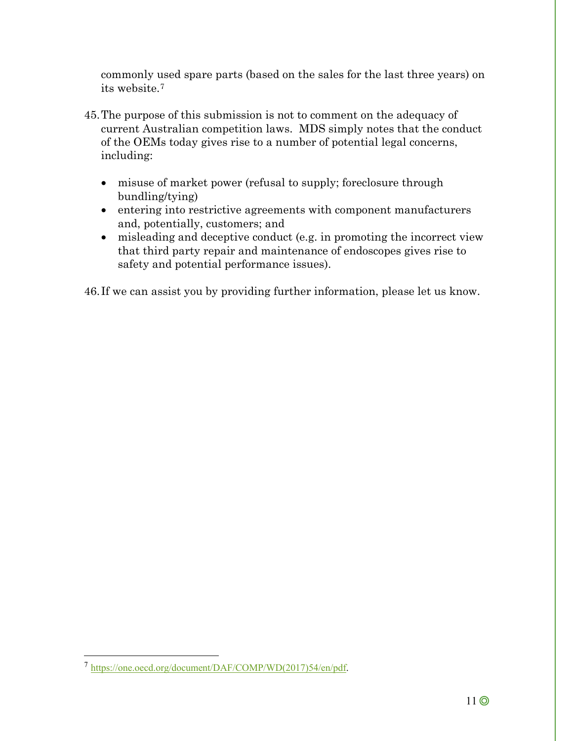commonly used spare parts (based on the sales for the last three years) on its website.[7]

45. The purpose of this submission is not to comment on the adequacy of current Australian competition laws. MDS simply notes that the conduct of the OEMs today gives rise to a number of potential legal concerns, including:

    - misuse of market power (refusal to supply; foreclosure through bundling/tying)
    - entering into restrictive agreements with component manufacturers and, potentially, customers; and
    - misleading and deceptive conduct (e.g. in promoting the incorrect view that third party repair and maintenance of endoscopes gives rise to safety and potential performance issues).

46. If we can assist you by providing further information, please let us know.

---

[7] https://one.oecd.org/document/DAF/COMP/WD(2017)54/en/pdf.